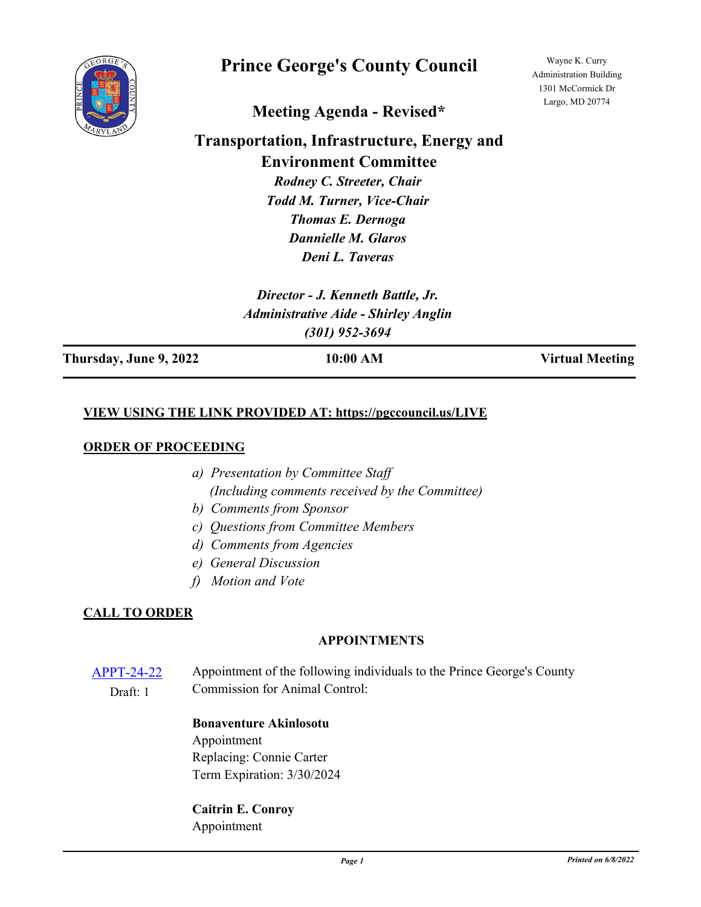# Prince George's County Council

Wayne K. Curry Administration Building
1301 McCormick Dr
Largo, MD 20774

## Meeting Agenda - Revised*

## Transportation, Infrastructure, Energy and Environment Committee

*Rodney C. Streeter, Chair*
*Todd M. Turner, Vice-Chair*
*Thomas E. Dernoga*
*Dannielle M. Glaros*
*Deni L. Taveras*

*Director - J. Kenneth Battle, Jr.*
*Administrative Aide - Shirley Anglin*
*(301) 952-3694*

**Thursday, June 9, 2022** | **10:00 AM** | **Virtual Meeting**

**VIEW USING THE LINK PROVIDED AT: https://pgccouncil.us/LIVE**

**ORDER OF PROCEEDING**

*a) Presentation by Committee Staff*
*(Including comments received by the Committee)*
*b) Comments from Sponsor*
*c) Questions from Committee Members*
*d) Comments from Agencies*
*e) General Discussion*
*f) Motion and Vote*

**CALL TO ORDER**

### APPOINTMENTS

APPT-24-22
Draft: 1

Appointment of the following individuals to the Prince George's County Commission for Animal Control:

**Bonaventure Akinlosotu**
Appointment
Replacing: Connie Carter
Term Expiration: 3/30/2024

**Caitrin E. Conroy**
Appointment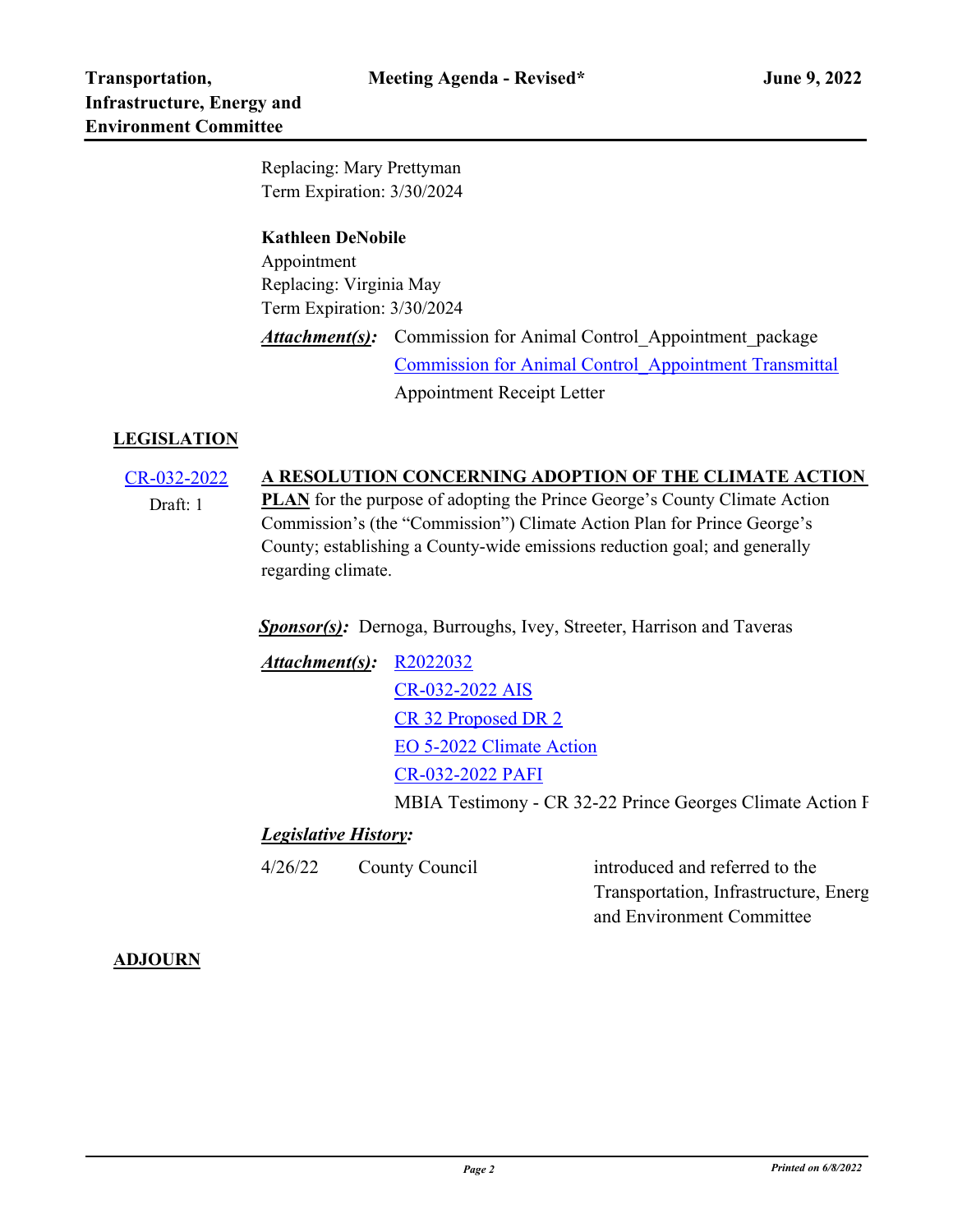Replacing: Mary Prettyman
Term Expiration: 3/30/2024

**Kathleen DeNobile**
Appointment
Replacing: Virginia May
Term Expiration: 3/30/2024

***Attachment(s):*** Commission for Animal Control_Appointment_package
Commission for Animal Control_Appointment Transmittal
Appointment Receipt Letter

## LEGISLATION

CR-032-2022
Draft: 1

**A RESOLUTION CONCERNING ADOPTION OF THE CLIMATE ACTION PLAN** for the purpose of adopting the Prince George's County Climate Action Commission's (the "Commission") Climate Action Plan for Prince George's County; establishing a County-wide emissions reduction goal; and generally regarding climate.

***Sponsor(s):*** Dernoga, Burroughs, Ivey, Streeter, Harrison and Taveras

***Attachment(s):*** R2022032
CR-032-2022 AIS
CR 32 Proposed DR 2
EO 5-2022 Climate Action
CR-032-2022 PAFI
MBIA Testimony - CR 32-22 Prince Georges Climate Action F

***Legislative History:***

| | | |
|---|---|---|
| 4/26/22 | County Council | introduced and referred to the Transportation, Infrastructure, Energ and Environment Committee |

## ADJOURN